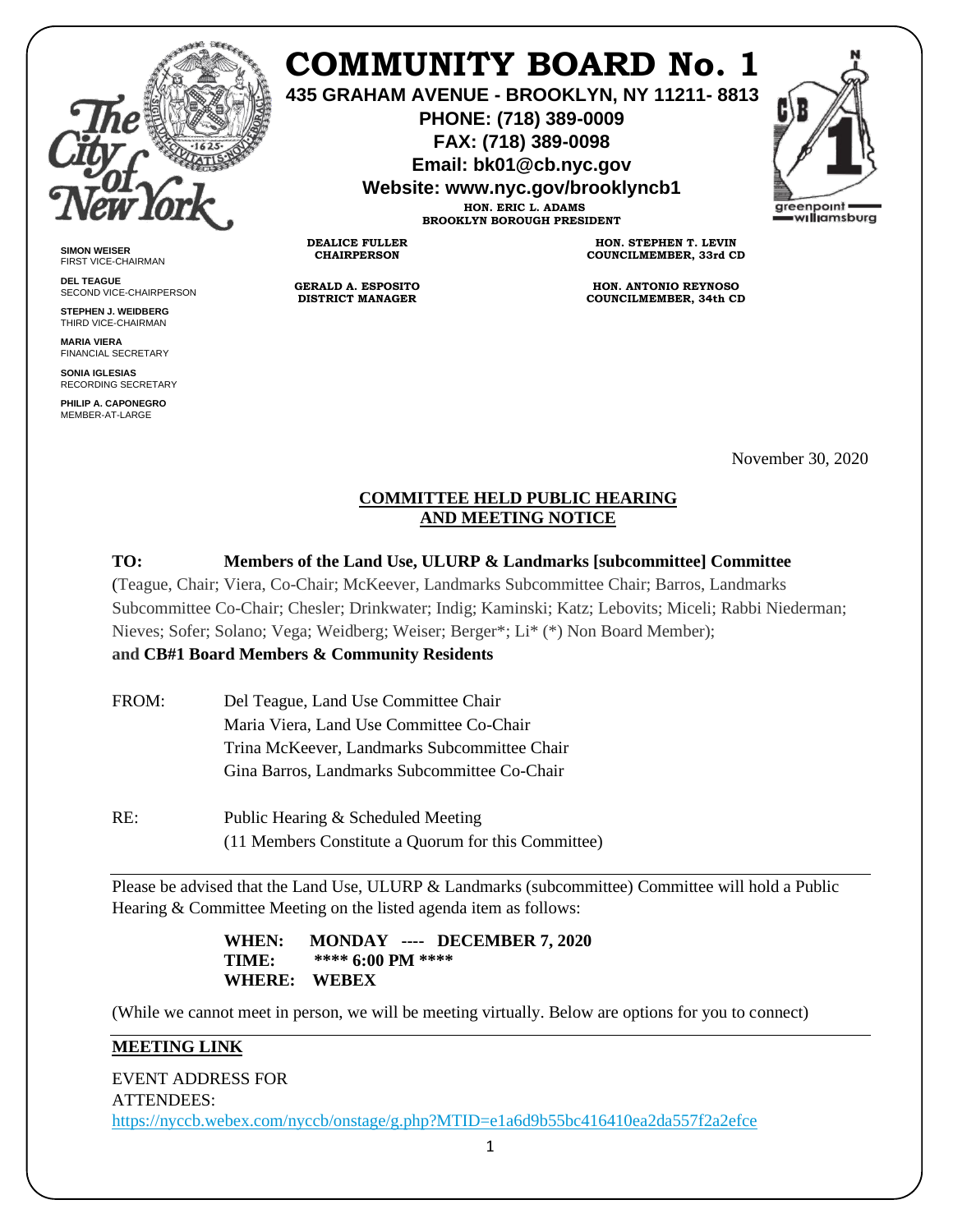# COMMUNITY BOARD No. 1

**435 GRAHAM AVENUE - BROOKLYN, NY 11211- 8813**
**PHONE: (718) 389-0009**
**FAX: (718) 389-0098**
**Email: bk01@cb.nyc.gov**
**Website: www.nyc.gov/brooklyncb1**

**HON. ERIC L. ADAMS**
**BROOKLYN BOROUGH PRESIDENT**

**DEALICE FULLER**
**CHAIRPERSON**

**HON. STEPHEN T. LEVIN**
**COUNCILMEMBER, 33rd CD**

**GERALD A. ESPOSITO**
**DISTRICT MANAGER**

**HON. ANTONIO REYNOSO**
**COUNCILMEMBER, 34th CD**

**SIMON WEISER**
FIRST VICE-CHAIRMAN

**DEL TEAGUE**
SECOND VICE-CHAIRPERSON

**STEPHEN J. WEIDBERG**
THIRD VICE-CHAIRMAN

**MARIA VIERA**
FINANCIAL SECRETARY

**SONIA IGLESIAS**
RECORDING SECRETARY

**PHILIP A. CAPONEGRO**
MEMBER-AT-LARGE

November 30, 2020

**COMMITTEE HELD PUBLIC HEARING**
**AND MEETING NOTICE**

**TO: Members of the Land Use, ULURP & Landmarks [subcommittee] Committee**
(Teague, Chair; Viera, Co-Chair; McKeever, Landmarks Subcommittee Chair; Barros, Landmarks Subcommittee Co-Chair; Chesler; Drinkwater; Indig; Kaminski; Katz; Lebovits; Miceli; Rabbi Niederman; Nieves; Sofer; Solano; Vega; Weidberg; Weiser; Berger*; Li* (*) Non Board Member);
**and CB#1 Board Members & Community Residents**

FROM: Del Teague, Land Use Committee Chair
Maria Viera, Land Use Committee Co-Chair
Trina McKeever, Landmarks Subcommittee Chair
Gina Barros, Landmarks Subcommittee Co-Chair

RE: Public Hearing & Scheduled Meeting
(11 Members Constitute a Quorum for this Committee)

---

Please be advised that the Land Use, ULURP & Landmarks (subcommittee) Committee will hold a Public Hearing & Committee Meeting on the listed agenda item as follows:

**WHEN: MONDAY ---- DECEMBER 7, 2020**
**TIME: \*\*\*\* 6:00 PM \*\*\*\***
**WHERE: WEBEX**

(While we cannot meet in person, we will be meeting virtually. Below are options for you to connect)

---

**MEETING LINK**

EVENT ADDRESS FOR ATTENDEES:
https://nyccb.webex.com/nyccb/onstage/g.php?MTID=e1a6d9b55bc416410ea2da557f2a2efce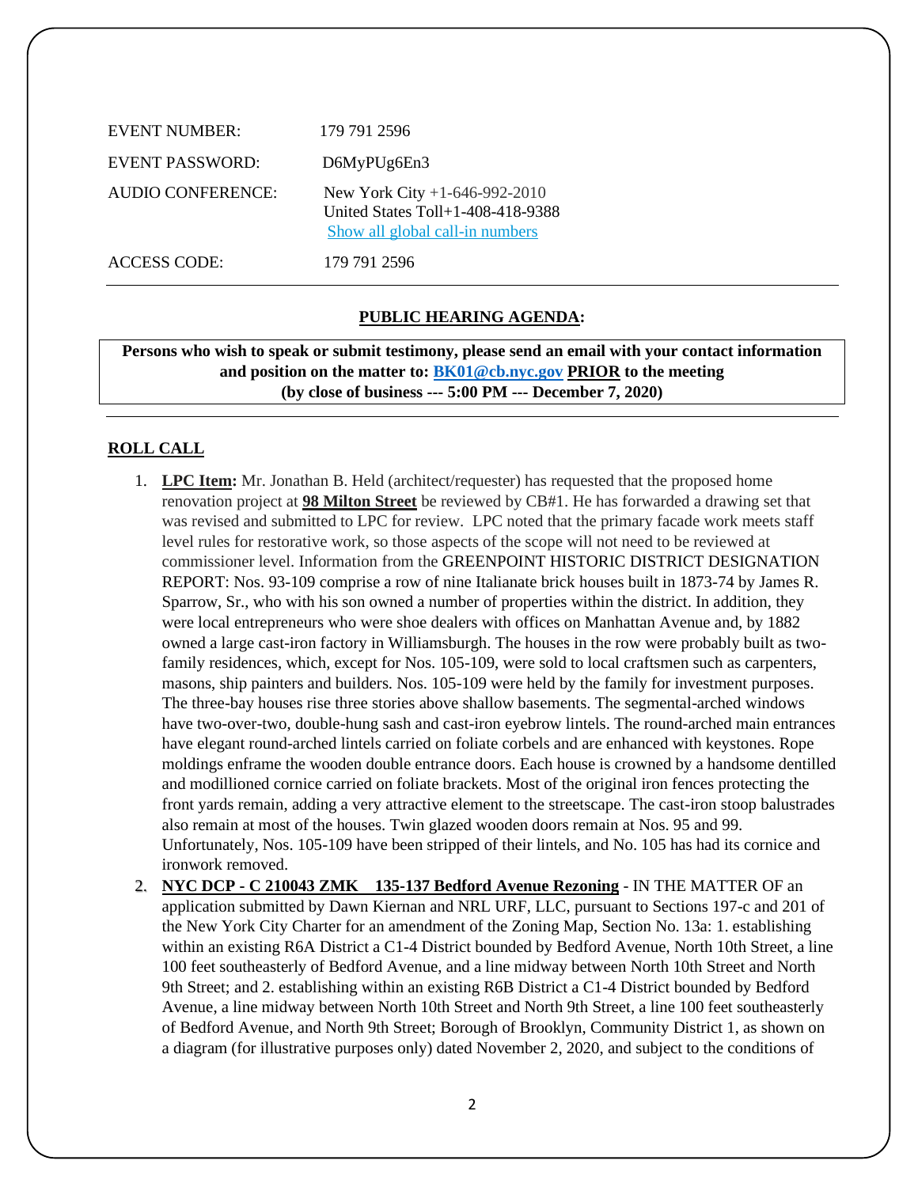| | |
|---|---|
| EVENT NUMBER: | 179 791 2596 |
| EVENT PASSWORD: | D6MyPUg6En3 |
| AUDIO CONFERENCE: | New York City +1-646-992-2010<br>United States Toll+1-408-418-9388<br>Show all global call-in numbers |
| ACCESS CODE: | 179 791 2596 |

---

**PUBLIC HEARING AGENDA:**

**Persons who wish to speak or submit testimony, please send an email with your contact information and position on the matter to: BK01@cb.nyc.gov PRIOR to the meeting (by close of business --- 5:00 PM --- December 7, 2020)**

---

**ROLL CALL**

1. **LPC Item:** Mr. Jonathan B. Held (architect/requester) has requested that the proposed home renovation project at **98 Milton Street** be reviewed by CB#1. He has forwarded a drawing set that was revised and submitted to LPC for review. LPC noted that the primary facade work meets staff level rules for restorative work, so those aspects of the scope will not need to be reviewed at commissioner level. Information from the GREENPOINT HISTORIC DISTRICT DESIGNATION REPORT: Nos. 93-109 comprise a row of nine Italianate brick houses built in 1873-74 by James R. Sparrow, Sr., who with his son owned a number of properties within the district. In addition, they were local entrepreneurs who were shoe dealers with offices on Manhattan Avenue and, by 1882 owned a large cast-iron factory in Williamsburgh. The houses in the row were probably built as two-family residences, which, except for Nos. 105-109, were sold to local craftsmen such as carpenters, masons, ship painters and builders. Nos. 105-109 were held by the family for investment purposes. The three-bay houses rise three stories above shallow basements. The segmental-arched windows have two-over-two, double-hung sash and cast-iron eyebrow lintels. The round-arched main entrances have elegant round-arched lintels carried on foliate corbels and are enhanced with keystones. Rope moldings enframe the wooden double entrance doors. Each house is crowned by a handsome dentilled and modillioned cornice carried on foliate brackets. Most of the original iron fences protecting the front yards remain, adding a very attractive element to the streetscape. The cast-iron stoop balustrades also remain at most of the houses. Twin glazed wooden doors remain at Nos. 95 and 99. Unfortunately, Nos. 105-109 have been stripped of their lintels, and No. 105 has had its cornice and ironwork removed.
2. **NYC DCP - C 210043 ZMK 135-137 Bedford Avenue Rezoning** - IN THE MATTER OF an application submitted by Dawn Kiernan and NRL URF, LLC, pursuant to Sections 197-c and 201 of the New York City Charter for an amendment of the Zoning Map, Section No. 13a: 1. establishing within an existing R6A District a C1-4 District bounded by Bedford Avenue, North 10th Street, a line 100 feet southeasterly of Bedford Avenue, and a line midway between North 10th Street and North 9th Street; and 2. establishing within an existing R6B District a C1-4 District bounded by Bedford Avenue, a line midway between North 10th Street and North 9th Street, a line 100 feet southeasterly of Bedford Avenue, and North 9th Street; Borough of Brooklyn, Community District 1, as shown on a diagram (for illustrative purposes only) dated November 2, 2020, and subject to the conditions of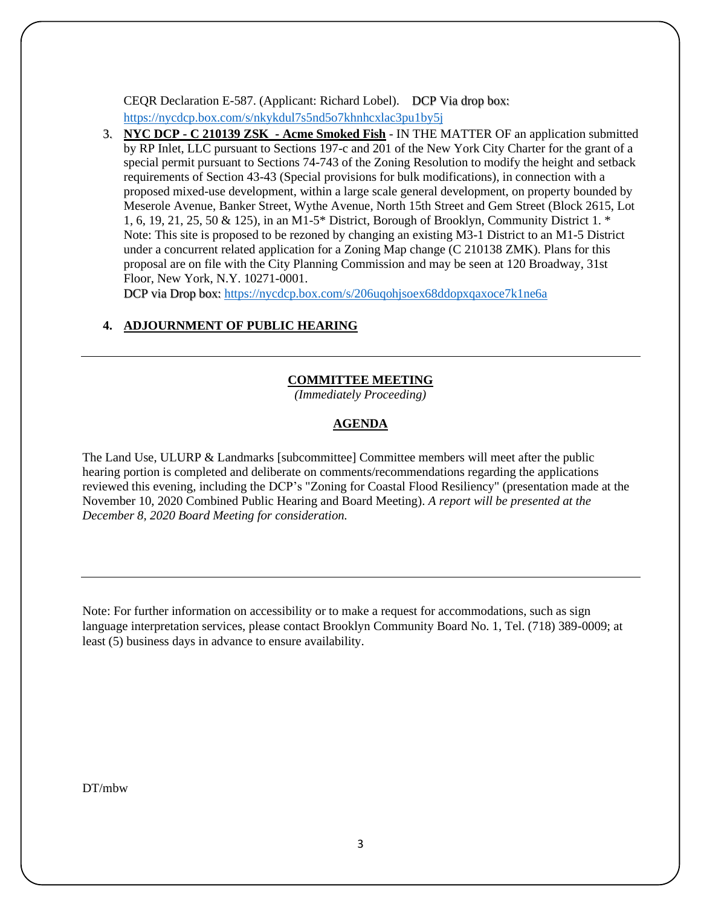CEQR Declaration E-587. (Applicant: Richard Lobel). DCP Via drop box: https://nycdcp.box.com/s/nkykdul7s5nd5o7khnhcxlac3pu1by5j

3. **NYC DCP - C 210139 ZSK - Acme Smoked Fish** - IN THE MATTER OF an application submitted by RP Inlet, LLC pursuant to Sections 197-c and 201 of the New York City Charter for the grant of a special permit pursuant to Sections 74-743 of the Zoning Resolution to modify the height and setback requirements of Section 43-43 (Special provisions for bulk modifications), in connection with a proposed mixed-use development, within a large scale general development, on property bounded by Meserole Avenue, Banker Street, Wythe Avenue, North 15th Street and Gem Street (Block 2615, Lot 1, 6, 19, 21, 25, 50 & 125), in an M1-5* District, Borough of Brooklyn, Community District 1. * Note: This site is proposed to be rezoned by changing an existing M3-1 District to an M1-5 District under a concurrent related application for a Zoning Map change (C 210138 ZMK). Plans for this proposal are on file with the City Planning Commission and may be seen at 120 Broadway, 31st Floor, New York, N.Y. 10271-0001.
   DCP via Drop box: https://nycdcp.box.com/s/206uqohjsoex68ddopxqaxoce7k1ne6a

4. **ADJOURNMENT OF PUBLIC HEARING**

---

## COMMITTEE MEETING

*(Immediately Proceeding)*

## AGENDA

The Land Use, ULURP & Landmarks [subcommittee] Committee members will meet after the public hearing portion is completed and deliberate on comments/recommendations regarding the applications reviewed this evening, including the DCP's "Zoning for Coastal Flood Resiliency" (presentation made at the November 10, 2020 Combined Public Hearing and Board Meeting). *A report will be presented at the December 8, 2020 Board Meeting for consideration.*

---

Note: For further information on accessibility or to make a request for accommodations, such as sign language interpretation services, please contact Brooklyn Community Board No. 1, Tel. (718) 389-0009; at least (5) business days in advance to ensure availability.

DT/mbw